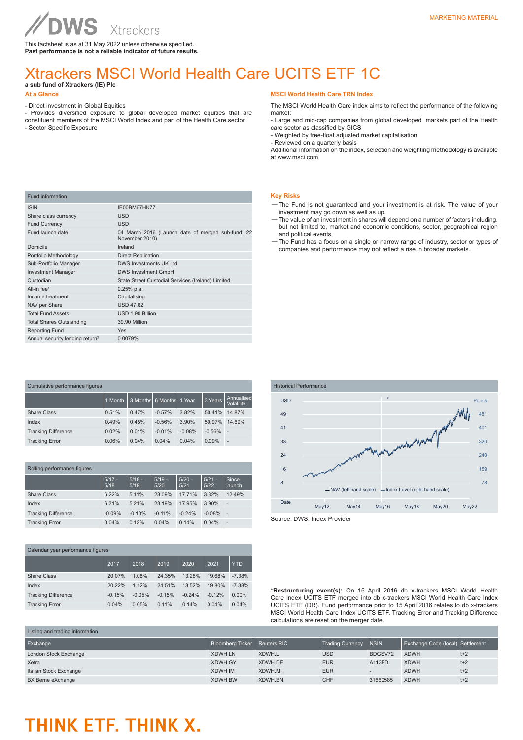DWS Xtrackers

MARKETING MATERIAL

This factsheet is as at 31 May 2022 unless otherwise specified.
**Past performance is not a reliable indicator of future results.**

# Xtrackers MSCI World Health Care UCITS ETF 1C

**a sub fund of Xtrackers (IE) Plc**

## At a Glance

- Direct investment in Global Equities
- Provides diversified exposure to global developed market equities that are constituent members of the MSCI World Index and part of the Health Care sector
- Sector Specific Exposure

## MSCI World Health Care TRN Index

The MSCI World Health Care index aims to reflect the performance of the following market:
- Large and mid-cap companies from global developed markets part of the Health care sector as classified by GICS
- Weighted by free-float adjusted market capitalisation
- Reviewed on a quarterly basis

Additional information on the index, selection and weighting methodology is available at www.msci.com

| Fund information | |
|---|---|
| ISIN | IE00BM67HK77 |
| Share class currency | USD |
| Fund Currency | USD |
| Fund launch date | 04 March 2016 (Launch date of merged sub-fund: 22 November 2010) |
| Domicile | Ireland |
| Portfolio Methodology | Direct Replication |
| Sub-Portfolio Manager | DWS Investments UK Ltd |
| Investment Manager | DWS Investment GmbH |
| Custodian | State Street Custodial Services (Ireland) Limited |
| All-in fee[1] | 0.25% p.a. |
| Income treatment | Capitalising |
| NAV per Share | USD 47.62 |
| Total Fund Assets | USD 1.90 Billion |
| Total Shares Outstanding | 39.90 Million |
| Reporting Fund | Yes |
| Annual security lending return[2] | 0.0079% |

## Key Risks

— The Fund is not guaranteed and your investment is at risk. The value of your investment may go down as well as up.
— The value of an investment in shares will depend on a number of factors including, but not limited to, market and economic conditions, sector, geographical region and political events.
— The Fund has a focus on a single or narrow range of industry, sector or types of companies and performance may not reflect a rise in broader markets.

**Cumulative performance figures**

| | 1 Month | 3 Months | 6 Months | 1 Year | 3 Years | Annualised Volatility |
|---|---|---|---|---|---|---|
| Share Class | 0.51% | 0.47% | -0.57% | 3.82% | 50.41% | 14.87% |
| Index | 0.49% | 0.45% | -0.56% | 3.90% | 50.97% | 14.69% |
| Tracking Difference | 0.02% | 0.01% | -0.01% | -0.08% | -0.56% | - |
| Tracking Error | 0.06% | 0.04% | 0.04% | 0.04% | 0.09% | - |

**Historical Performance**

USD / Points — NAV (left hand scale), Index Level (right hand scale)

Source: DWS, Index Provider

**Rolling performance figures**

| | 5/17 - 5/18 | 5/18 - 5/19 | 5/19 - 5/20 | 5/20 - 5/21 | 5/21 - 5/22 | Since launch |
|---|---|---|---|---|---|---|
| Share Class | 6.22% | 5.11% | 23.09% | 17.71% | 3.82% | 12.49% |
| Index | 6.31% | 5.21% | 23.19% | 17.95% | 3.90% | - |
| Tracking Difference | -0.09% | -0.10% | -0.11% | -0.24% | -0.08% | - |
| Tracking Error | 0.04% | 0.12% | 0.04% | 0.14% | 0.04% | - |

**Calendar year performance figures**

| | 2017 | 2018 | 2019 | 2020 | 2021 | YTD |
|---|---|---|---|---|---|---|
| Share Class | 20.07% | 1.08% | 24.35% | 13.28% | 19.68% | -7.38% |
| Index | 20.22% | 1.12% | 24.51% | 13.52% | 19.80% | -7.38% |
| Tracking Difference | -0.15% | -0.05% | -0.15% | -0.24% | -0.12% | 0.00% |
| Tracking Error | 0.04% | 0.05% | 0.11% | 0.14% | 0.04% | 0.04% |

***Restructuring event(s):** On 15 April 2016 db x-trackers MSCI World Health Care Index UCITS ETF merged into db x-trackers MSCI World Health Care Index UCITS ETF (DR). Fund performance prior to 15 April 2016 relates to db x-trackers MSCI World Health Care Index UCITS ETF. Tracking Error and Tracking Difference calculations are reset on the merger date.

**Listing and trading information**

| Exchange | Bloomberg Ticker | Reuters RIC | Trading Currency | NSIN | Exchange Code (local) | Settlement |
|---|---|---|---|---|---|---|
| London Stock Exchange | XDWH LN | XDWH.L | USD | BDGSV72 | XDWH | t+2 |
| Xetra | XDWH GY | XDWH.DE | EUR | A113FD | XDWH | t+2 |
| Italian Stock Exchange | XDWH IM | XDWH.MI | EUR | - | XDWH | t+2 |
| BX Berne eXchange | XDWH BW | XDWH.BN | CHF | 31660585 | XDWH | t+2 |

THINK ETF. THINK X.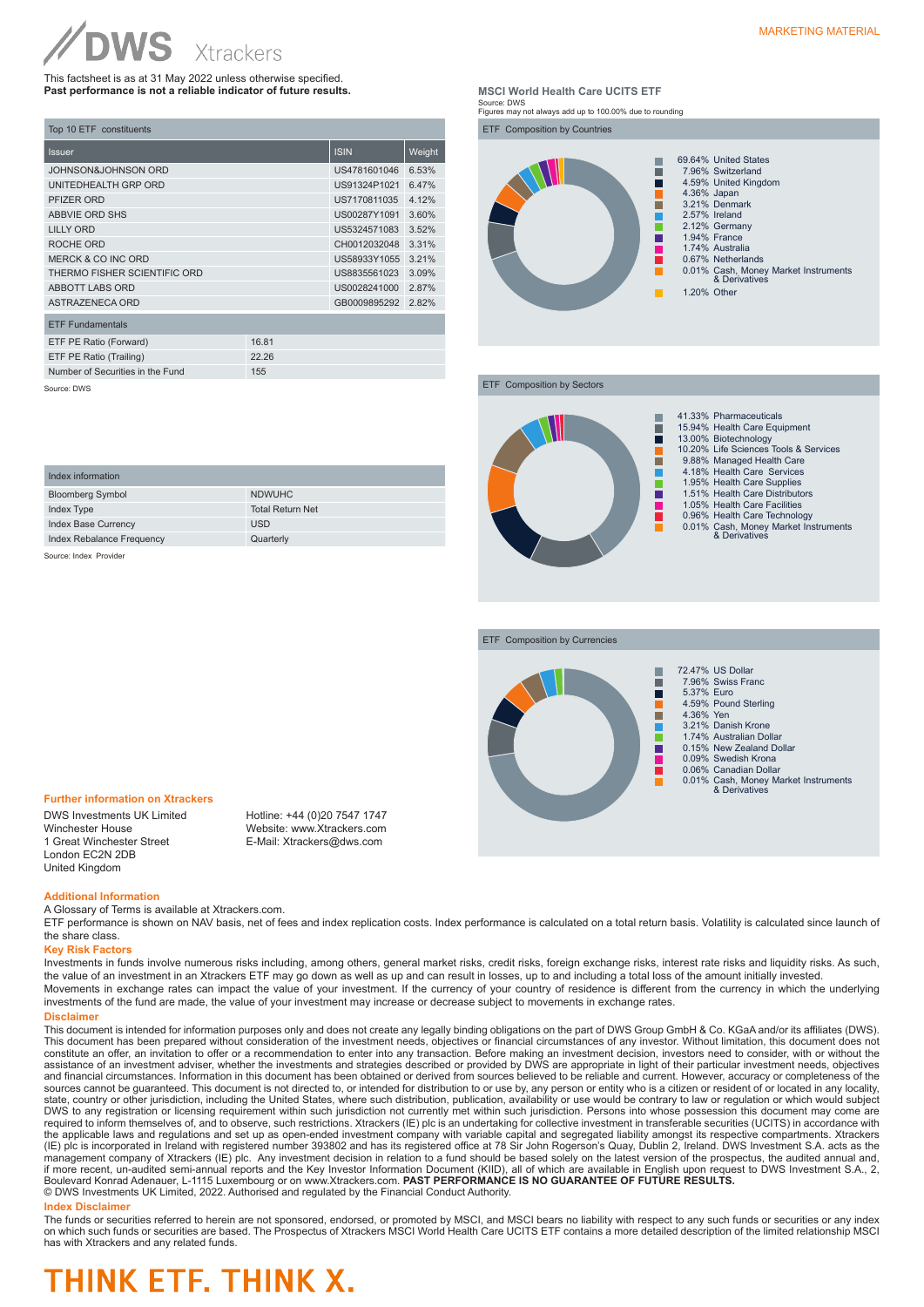MARKETING MATERIAL

This factsheet is as at 31 May 2022 unless otherwise specified.
**Past performance is not a reliable indicator of future results.**

## MSCI World Health Care UCITS ETF

Source: DWS
Figures may not always add up to 100.00% due to rounding

### Top 10 ETF constituents

| Issuer | ISIN | Weight |
|---|---|---|
| JOHNSON&JOHNSON ORD | US4781601046 | 6.53% |
| UNITEDHEALTH GRP ORD | US91324P1021 | 6.47% |
| PFIZER ORD | US7170811035 | 4.12% |
| ABBVIE ORD SHS | US00287Y1091 | 3.60% |
| LILLY ORD | US5324571083 | 3.52% |
| ROCHE ORD | CH0012032048 | 3.31% |
| MERCK & CO INC ORD | US58933Y1055 | 3.21% |
| THERMO FISHER SCIENTIFIC ORD | US8835561023 | 3.09% |
| ABBOTT LABS ORD | US0028241000 | 2.87% |
| ASTRAZENECA ORD | GB0009895292 | 2.82% |

### ETF Fundamentals

| | |
|---|---|
| ETF PE Ratio (Forward) | 16.81 |
| ETF PE Ratio (Trailing) | 22.26 |
| Number of Securities in the Fund | 155 |

Source: DWS

### ETF Composition by Countries

69.64% United States
7.96% Switzerland
4.59% United Kingdom
4.36% Japan
3.21% Denmark
2.57% Ireland
2.12% Germany
1.94% France
1.74% Australia
0.67% Netherlands
0.01% Cash, Money Market Instruments & Derivatives
1.20% Other

### ETF Composition by Sectors

41.33% Pharmaceuticals
15.94% Health Care Equipment
13.00% Biotechnology
10.20% Life Sciences Tools & Services
9.88% Managed Health Care
4.18% Health Care Services
1.95% Health Care Supplies
1.51% Health Care Distributors
1.05% Health Care Facilities
0.96% Health Care Technology
0.01% Cash, Money Market Instruments & Derivatives

### Index information

| | |
|---|---|
| Bloomberg Symbol | NDWUHC |
| Index Type | Total Return Net |
| Index Base Currency | USD |
| Index Rebalance Frequency | Quarterly |

Source: Index Provider

### ETF Composition by Currencies

72.47% US Dollar
7.96% Swiss Franc
5.37% Euro
4.59% Pound Sterling
4.36% Yen
3.21% Danish Krone
1.74% Australian Dollar
0.15% New Zealand Dollar
0.09% Swedish Krona
0.06% Canadian Dollar
0.01% Cash, Money Market Instruments & Derivatives

### Further information on Xtrackers

DWS Investments UK Limited
Winchester House
1 Great Winchester Street
London EC2N 2DB
United Kingdom

Hotline: +44 (0)20 7547 1747
Website: www.Xtrackers.com
E-Mail: Xtrackers@dws.com

### Additional Information

A Glossary of Terms is available at Xtrackers.com.

ETF performance is shown on NAV basis, net of fees and index replication costs. Index performance is calculated on a total return basis. Volatility is calculated since launch of the share class.

### Key Risk Factors

Investments in funds involve numerous risks including, among others, general market risks, credit risks, foreign exchange risks, interest rate risks and liquidity risks. As such, the value of an investment in an Xtrackers ETF may go down as well as up and can result in losses, up to and including a total loss of the amount initially invested.

Movements in exchange rates can impact the value of your investment. If the currency of your country of residence is different from the currency in which the underlying investments of the fund are made, the value of your investment may increase or decrease subject to movements in exchange rates.

### Disclaimer

This document is intended for information purposes only and does not create any legally binding obligations on the part of DWS Group GmbH & Co. KGaA and/or its affiliates (DWS). This document has been prepared without consideration of the investment needs, objectives or financial circumstances of any investor. Without limitation, this document does not constitute an offer, an invitation to offer or a recommendation to enter into any transaction. Before making an investment decision, investors need to consider, with or without the assistance of an investment adviser, whether the investments and strategies described or provided by DWS are appropriate in light of their particular investment needs, objectives and financial circumstances. Information in this document has been obtained or derived from sources believed to be reliable and current. However, accuracy or completeness of the sources cannot be guaranteed. This document is not directed to, or intended for distribution to or use by, any person or entity who is a citizen or resident of or located in any locality, state, country or other jurisdiction, including the United States, where such distribution, publication, availability or use would be contrary to law or regulation or which would subject DWS to any registration or licensing requirement within such jurisdiction not currently met within such jurisdiction. Persons into whose possession this document may come are required to inform themselves of, and to observe, such restrictions. Xtrackers (IE) plc is an undertaking for collective investment in transferable securities (UCITS) in accordance with the applicable laws and regulations and set up as open-ended investment company with variable capital and segregated liability amongst its respective compartments. Xtrackers (IE) plc is incorporated in Ireland with registered number 393802 and has its registered office at 78 Sir John Rogerson's Quay, Dublin 2, Ireland. DWS Investment S.A. acts as the management company of Xtrackers (IE) plc. Any investment decision in relation to a fund should be based solely on the latest version of the prospectus, the audited annual and, if more recent, un-audited semi-annual reports and the Key Investor Information Document (KIID), all of which are available in English upon request to DWS Investment S.A., 2, Boulevard Konrad Adenauer, L-1115 Luxembourg or on www.Xtrackers.com. **PAST PERFORMANCE IS NO GUARANTEE OF FUTURE RESULTS.**
© DWS Investments UK Limited, 2022. Authorised and regulated by the Financial Conduct Authority.

### Index Disclaimer

The funds or securities referred to herein are not sponsored, endorsed, or promoted by MSCI, and MSCI bears no liability with respect to any such funds or securities or any index on which such funds or securities are based. The Prospectus of Xtrackers MSCI World Health Care UCITS ETF contains a more detailed description of the limited relationship MSCI has with Xtrackers and any related funds.

**THINK ETF. THINK X.**